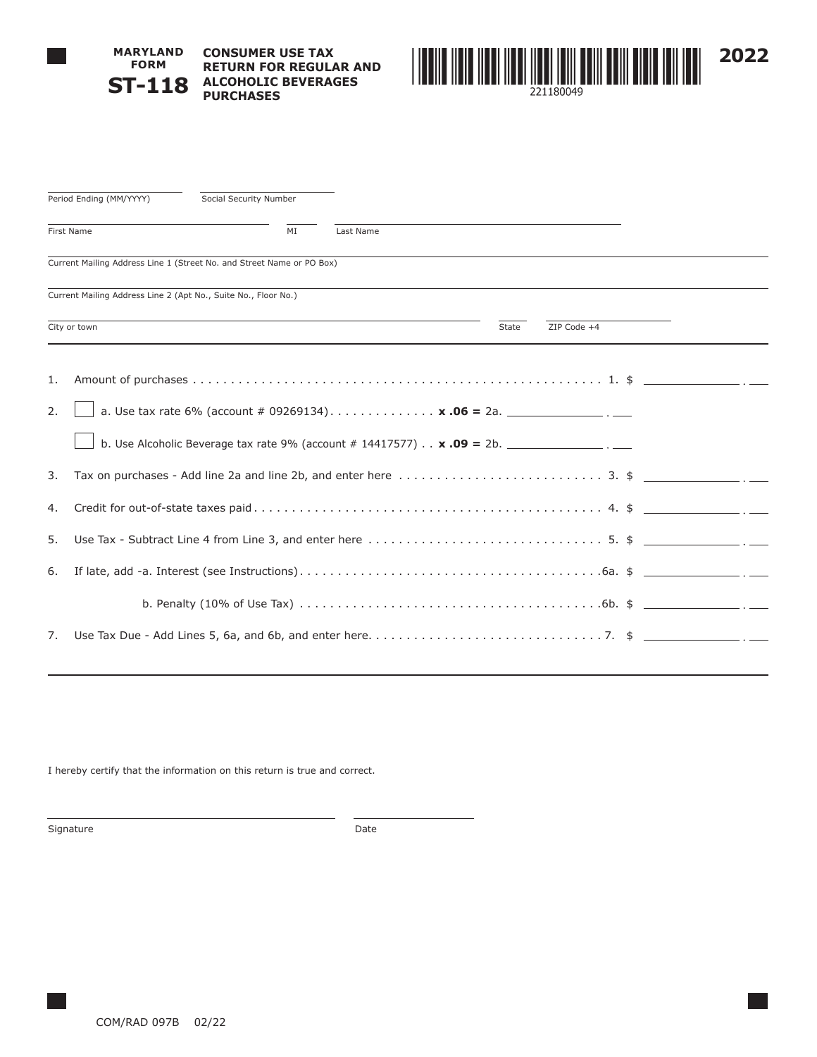**MARYLAND FORM ST-118**

# CONSUMER USE TAX RETURN FOR REGULAR AND ALCOHOLIC BEVERAGES PURCHASES

221180049

**2022**

Period Ending (MM/YYYY) ____________ Social Security Number ____________

First Name ____________ MI ____ Last Name ____________

Current Mailing Address Line 1 (Street No. and Street Name or PO Box) ____________

Current Mailing Address Line 2 (Apt No., Suite No., Floor No.) ____________

City or town ____________ State ____ ZIP Code +4 ____________

1. Amount of purchases . . . . . . . . . . . . . . . . . . . . . . . . . . . . . . . . . . . . . . . . . . . . . . . . . . . . . 1. $ ____________ . ___

2. ☐ a. Use tax rate 6% (account # 09269134) . . . . . . . . . . . . . . **x .06 =** 2a. ____________ . ___

   ☐ b. Use Alcoholic Beverage tax rate 9% (account # 14417577) . . **x .09 =** 2b. ____________ . ___

3. Tax on purchases - Add line 2a and line 2b, and enter here . . . . . . . . . . . . . . . . . . . . . . . . . . . 3. $ ____________ . ___

4. Credit for out-of-state taxes paid . . . . . . . . . . . . . . . . . . . . . . . . . . . . . . . . . . . . . . . . . . . . . 4. $ ____________ . ___

5. Use Tax - Subtract Line 4 from Line 3, and enter here . . . . . . . . . . . . . . . . . . . . . . . . . . . . . . . 5. $ ____________ . ___

6. If late, add -a. Interest (see Instructions) . . . . . . . . . . . . . . . . . . . . . . . . . . . . . . . . . . . . . . . 6a. $ ____________ . ___

   b. Penalty (10% of Use Tax) . . . . . . . . . . . . . . . . . . . . . . . . . . . . . . . . . . . . . . . 6b. $ ____________ . ___

7. Use Tax Due - Add Lines 5, 6a, and 6b, and enter here. . . . . . . . . . . . . . . . . . . . . . . . . . . . . . . 7. $ ____________ . ___

I hereby certify that the information on this return is true and correct.

Signature ____________ Date ____________

COM/RAD 097B 02/22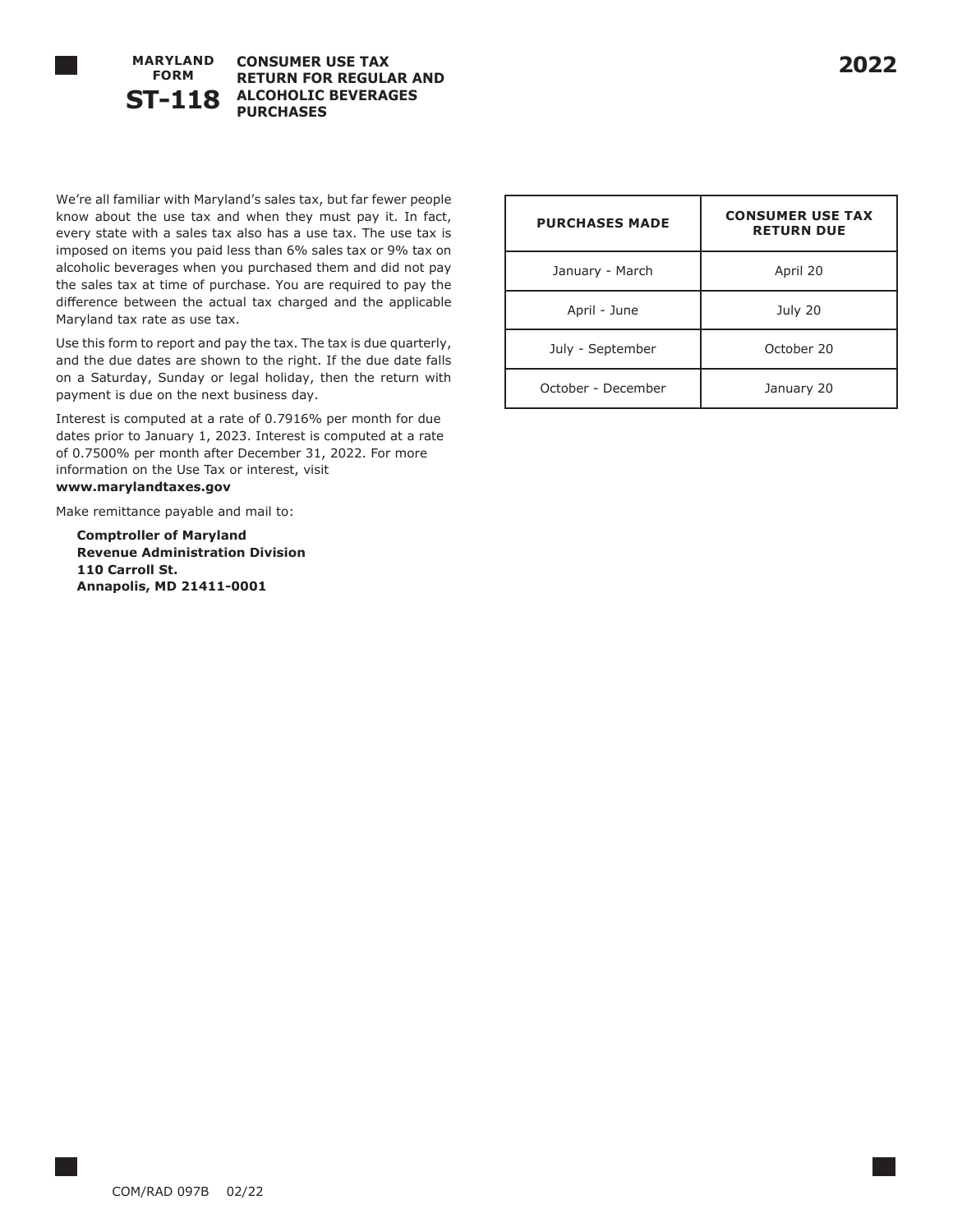**MARYLAND FORM**
**ST-118**

# CONSUMER USE TAX RETURN FOR REGULAR AND ALCOHOLIC BEVERAGES PURCHASES

**2022**

We're all familiar with Maryland's sales tax, but far fewer people know about the use tax and when they must pay it. In fact, every state with a sales tax also has a use tax. The use tax is imposed on items you paid less than 6% sales tax or 9% tax on alcoholic beverages when you purchased them and did not pay the sales tax at time of purchase. You are required to pay the difference between the actual tax charged and the applicable Maryland tax rate as use tax.

Use this form to report and pay the tax. The tax is due quarterly, and the due dates are shown to the right. If the due date falls on a Saturday, Sunday or legal holiday, then the return with payment is due on the next business day.

Interest is computed at a rate of 0.7916% per month for due dates prior to January 1, 2023. Interest is computed at a rate of 0.7500% per month after December 31, 2022. For more information on the Use Tax or interest, visit **www.marylandtaxes.gov**

Make remittance payable and mail to:

**Comptroller of Maryland**
**Revenue Administration Division**
**110 Carroll St.**
**Annapolis, MD 21411-0001**

| PURCHASES MADE | CONSUMER USE TAX RETURN DUE |
| --- | --- |
| January - March | April 20 |
| April - June | July 20 |
| July - September | October 20 |
| October - December | January 20 |

COM/RAD 097B 02/22